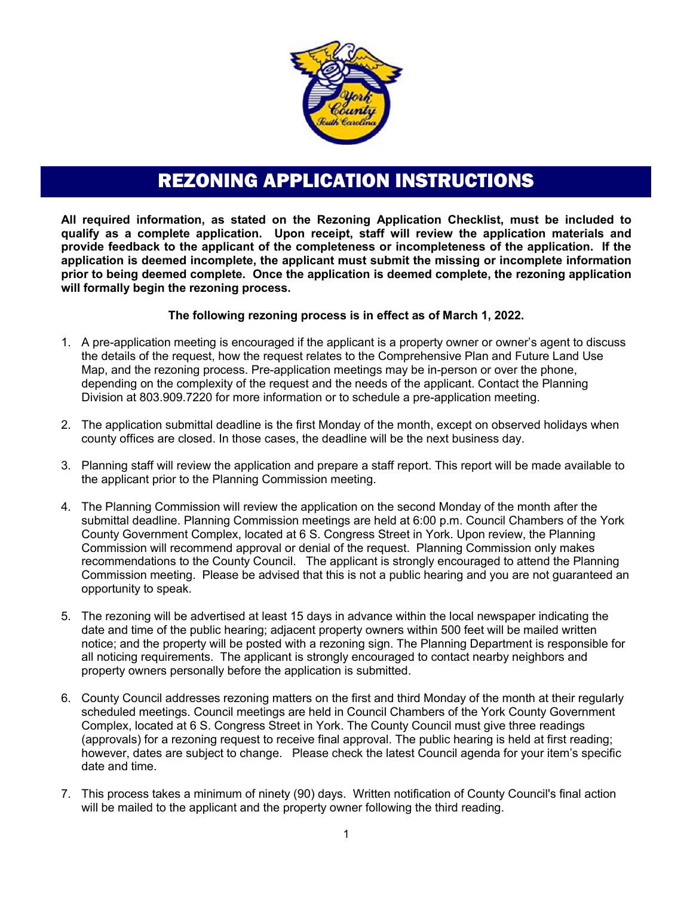# REZONING APPLICATION INSTRUCTIONS

**All required information, as stated on the Rezoning Application Checklist, must be included to qualify as a complete application. Upon receipt, staff will review the application materials and provide feedback to the applicant of the completeness or incompleteness of the application. If the application is deemed incomplete, the applicant must submit the missing or incomplete information prior to being deemed complete. Once the application is deemed complete, the rezoning application will formally begin the rezoning process.**

**The following rezoning process is in effect as of March 1, 2022.**

1. A pre-application meeting is encouraged if the applicant is a property owner or owner's agent to discuss the details of the request, how the request relates to the Comprehensive Plan and Future Land Use Map, and the rezoning process. Pre-application meetings may be in-person or over the phone, depending on the complexity of the request and the needs of the applicant. Contact the Planning Division at 803.909.7220 for more information or to schedule a pre-application meeting.

2. The application submittal deadline is the first Monday of the month, except on observed holidays when county offices are closed. In those cases, the deadline will be the next business day.

3. Planning staff will review the application and prepare a staff report. This report will be made available to the applicant prior to the Planning Commission meeting.

4. The Planning Commission will review the application on the second Monday of the month after the submittal deadline. Planning Commission meetings are held at 6:00 p.m. Council Chambers of the York County Government Complex, located at 6 S. Congress Street in York. Upon review, the Planning Commission will recommend approval or denial of the request. Planning Commission only makes recommendations to the County Council. The applicant is strongly encouraged to attend the Planning Commission meeting. Please be advised that this is not a public hearing and you are not guaranteed an opportunity to speak.

5. The rezoning will be advertised at least 15 days in advance within the local newspaper indicating the date and time of the public hearing; adjacent property owners within 500 feet will be mailed written notice; and the property will be posted with a rezoning sign. The Planning Department is responsible for all noticing requirements. The applicant is strongly encouraged to contact nearby neighbors and property owners personally before the application is submitted.

6. County Council addresses rezoning matters on the first and third Monday of the month at their regularly scheduled meetings. Council meetings are held in Council Chambers of the York County Government Complex, located at 6 S. Congress Street in York. The County Council must give three readings (approvals) for a rezoning request to receive final approval. The public hearing is held at first reading; however, dates are subject to change. Please check the latest Council agenda for your item's specific date and time.

7. This process takes a minimum of ninety (90) days. Written notification of County Council's final action will be mailed to the applicant and the property owner following the third reading.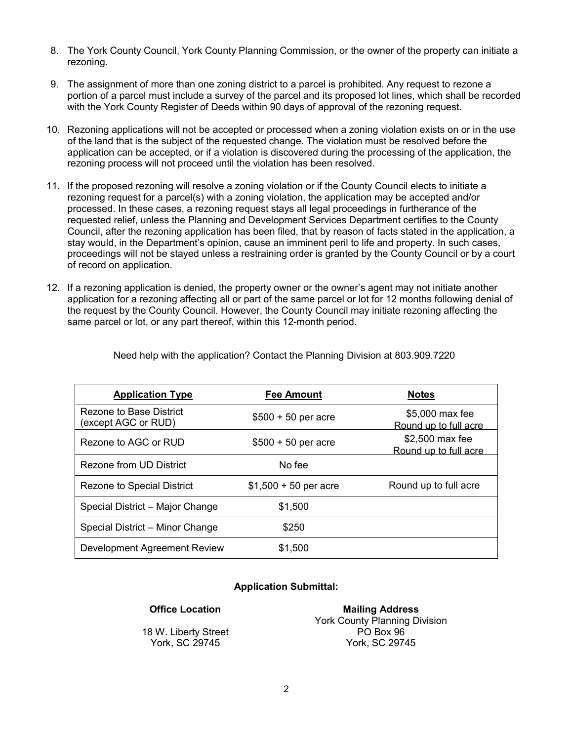8. The York County Council, York County Planning Commission, or the owner of the property can initiate a rezoning.

9. The assignment of more than one zoning district to a parcel is prohibited. Any request to rezone a portion of a parcel must include a survey of the parcel and its proposed lot lines, which shall be recorded with the York County Register of Deeds within 90 days of approval of the rezoning request.

10. Rezoning applications will not be accepted or processed when a zoning violation exists on or in the use of the land that is the subject of the requested change. The violation must be resolved before the application can be accepted, or if a violation is discovered during the processing of the application, the rezoning process will not proceed until the violation has been resolved.

11. If the proposed rezoning will resolve a zoning violation or if the County Council elects to initiate a rezoning request for a parcel(s) with a zoning violation, the application may be accepted and/or processed. In these cases, a rezoning request stays all legal proceedings in furtherance of the requested relief, unless the Planning and Development Services Department certifies to the County Council, after the rezoning application has been filed, that by reason of facts stated in the application, a stay would, in the Department's opinion, cause an imminent peril to life and property. In such cases, proceedings will not be stayed unless a restraining order is granted by the County Council or by a court of record on application.

12. If a rezoning application is denied, the property owner or the owner's agent may not initiate another application for a rezoning affecting all or part of the same parcel or lot for 12 months following denial of the request by the County Council. However, the County Council may initiate rezoning affecting the same parcel or lot, or any part thereof, within this 12-month period.

Need help with the application? Contact the Planning Division at 803.909.7220

| Application Type | Fee Amount | Notes |
|---|---|---|
| Rezone to Base District (except AGC or RUD) | $500 + 50 per acre | $5,000 max fee Round up to full acre |
| Rezone to AGC or RUD | $500 + 50 per acre | $2,500 max fee Round up to full acre |
| Rezone from UD District | No fee | |
| Rezone to Special District | $1,500 + 50 per acre | Round up to full acre |
| Special District – Major Change | $1,500 | |
| Special District – Minor Change | $250 | |
| Development Agreement Review | $1,500 | |

**Application Submittal:**

**Office Location**

18 W. Liberty Street
York, SC 29745

**Mailing Address**

York County Planning Division
PO Box 96
York, SC 29745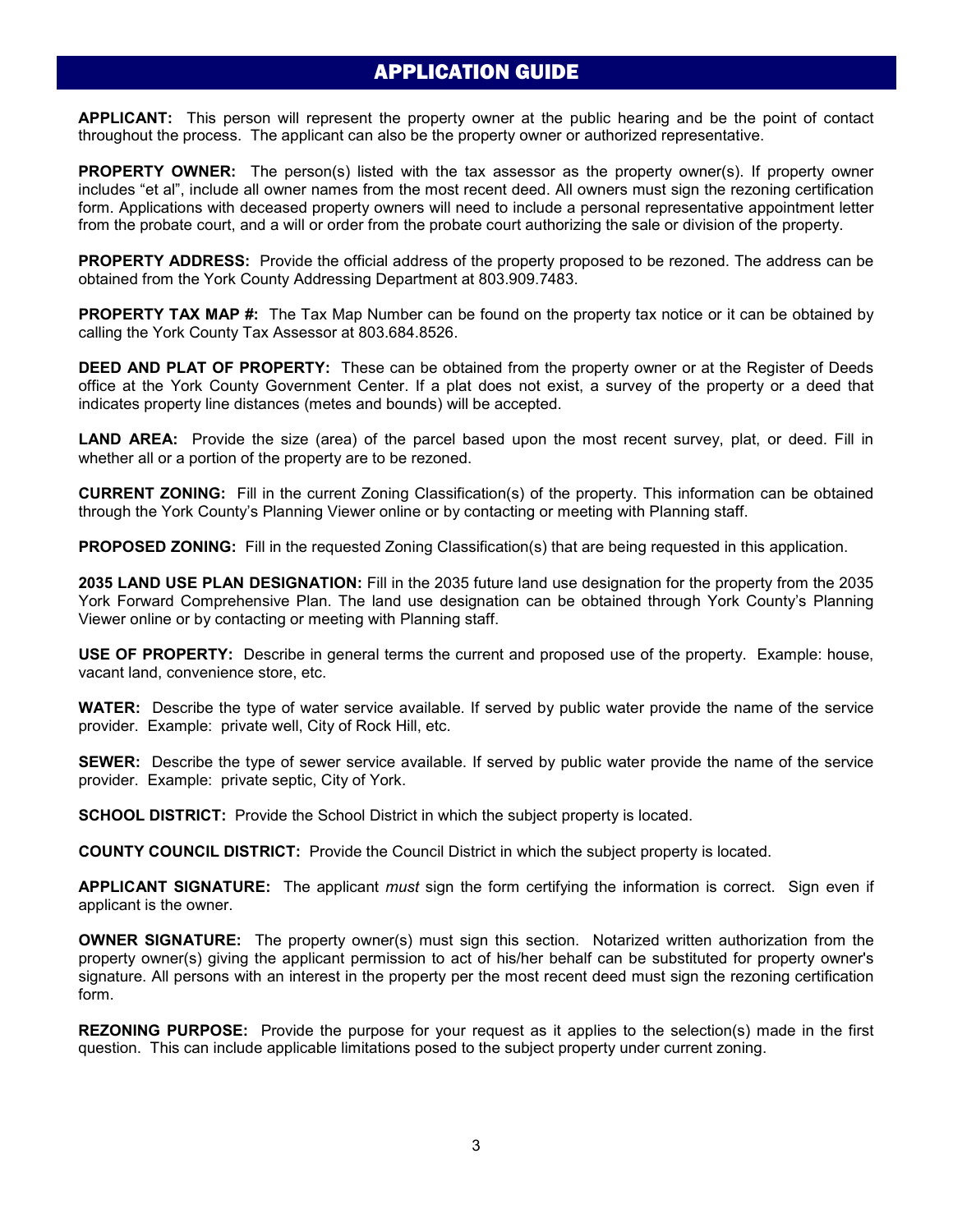## APPLICATION GUIDE

**APPLICANT:** This person will represent the property owner at the public hearing and be the point of contact throughout the process. The applicant can also be the property owner or authorized representative.

**PROPERTY OWNER:** The person(s) listed with the tax assessor as the property owner(s). If property owner includes "et al", include all owner names from the most recent deed. All owners must sign the rezoning certification form. Applications with deceased property owners will need to include a personal representative appointment letter from the probate court, and a will or order from the probate court authorizing the sale or division of the property.

**PROPERTY ADDRESS:** Provide the official address of the property proposed to be rezoned. The address can be obtained from the York County Addressing Department at 803.909.7483.

**PROPERTY TAX MAP #:** The Tax Map Number can be found on the property tax notice or it can be obtained by calling the York County Tax Assessor at 803.684.8526.

**DEED AND PLAT OF PROPERTY:** These can be obtained from the property owner or at the Register of Deeds office at the York County Government Center. If a plat does not exist, a survey of the property or a deed that indicates property line distances (metes and bounds) will be accepted.

**LAND AREA:** Provide the size (area) of the parcel based upon the most recent survey, plat, or deed. Fill in whether all or a portion of the property are to be rezoned.

**CURRENT ZONING:** Fill in the current Zoning Classification(s) of the property. This information can be obtained through the York County's Planning Viewer online or by contacting or meeting with Planning staff.

**PROPOSED ZONING:** Fill in the requested Zoning Classification(s) that are being requested in this application.

**2035 LAND USE PLAN DESIGNATION:** Fill in the 2035 future land use designation for the property from the 2035 York Forward Comprehensive Plan. The land use designation can be obtained through York County's Planning Viewer online or by contacting or meeting with Planning staff.

**USE OF PROPERTY:** Describe in general terms the current and proposed use of the property. Example: house, vacant land, convenience store, etc.

**WATER:** Describe the type of water service available. If served by public water provide the name of the service provider. Example: private well, City of Rock Hill, etc.

**SEWER:** Describe the type of sewer service available. If served by public water provide the name of the service provider. Example: private septic, City of York.

**SCHOOL DISTRICT:** Provide the School District in which the subject property is located.

**COUNTY COUNCIL DISTRICT:** Provide the Council District in which the subject property is located.

**APPLICANT SIGNATURE:** The applicant *must* sign the form certifying the information is correct. Sign even if applicant is the owner.

**OWNER SIGNATURE:** The property owner(s) must sign this section. Notarized written authorization from the property owner(s) giving the applicant permission to act of his/her behalf can be substituted for property owner's signature. All persons with an interest in the property per the most recent deed must sign the rezoning certification form.

**REZONING PURPOSE:** Provide the purpose for your request as it applies to the selection(s) made in the first question. This can include applicable limitations posed to the subject property under current zoning.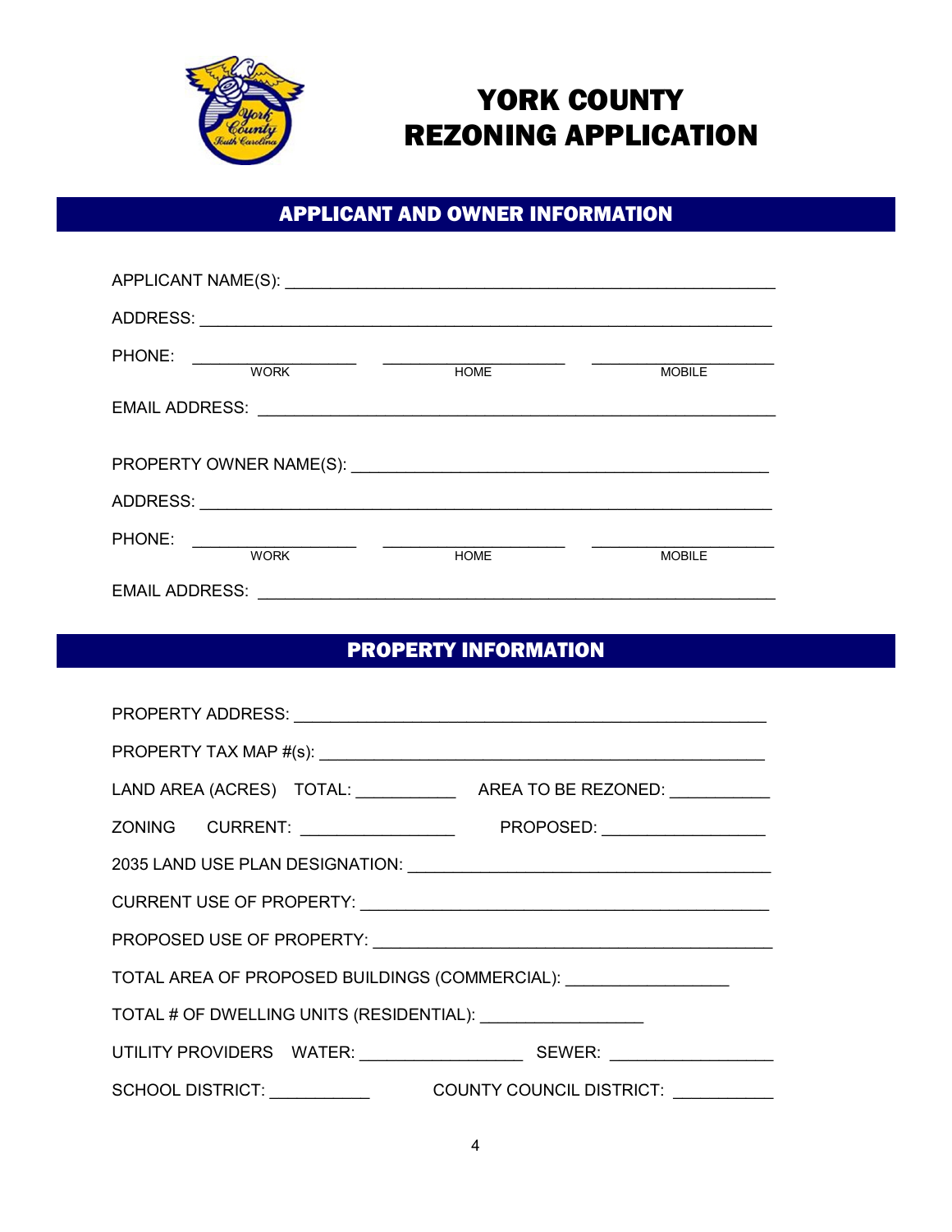# YORK COUNTY REZONING APPLICATION

## APPLICANT AND OWNER INFORMATION

APPLICANT NAME(S): ______________________________________________

ADDRESS: ______________________________________________

PHONE: ______________ ______________ ______________
WORK HOME MOBILE

EMAIL ADDRESS: ______________________________________________

PROPERTY OWNER NAME(S): ______________________________________________

ADDRESS: ______________________________________________

PHONE: ______________ ______________ ______________
WORK HOME MOBILE

EMAIL ADDRESS: ______________________________________________

## PROPERTY INFORMATION

PROPERTY ADDRESS: ______________________________________________

PROPERTY TAX MAP #(s): ______________________________________________

LAND AREA (ACRES) TOTAL: __________ AREA TO BE REZONED: __________

ZONING CURRENT: ______________ PROPOSED: ______________

2035 LAND USE PLAN DESIGNATION: ______________________________________________

CURRENT USE OF PROPERTY: ______________________________________________

PROPOSED USE OF PROPERTY: ______________________________________________

TOTAL AREA OF PROPOSED BUILDINGS (COMMERCIAL): ______________

TOTAL # OF DWELLING UNITS (RESIDENTIAL): ______________

UTILITY PROVIDERS WATER: ______________ SEWER: ______________

SCHOOL DISTRICT: __________ COUNTY COUNCIL DISTRICT: __________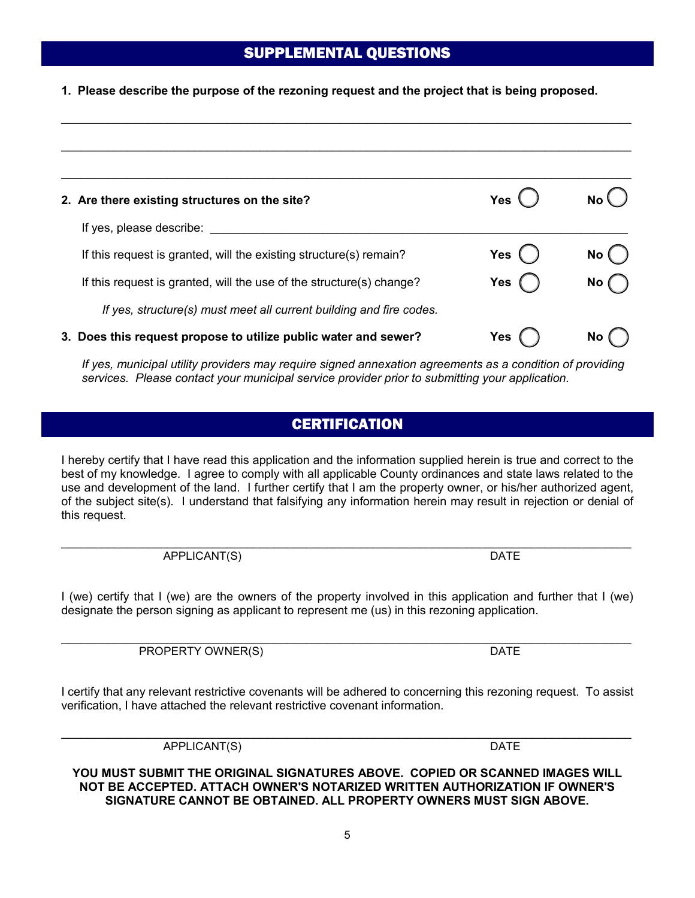## SUPPLEMENTAL QUESTIONS

**1. Please describe the purpose of the rezoning request and the project that is being proposed.**

______________________________________________________________________________

______________________________________________________________________________

______________________________________________________________________________

**2. Are there existing structures on the site?** **Yes** ◯ **No** ◯

If yes, please describe: ____________________________________________________________

If this request is granted, will the existing structure(s) remain? **Yes** ◯ **No** ◯

If this request is granted, will the use of the structure(s) change? **Yes** ◯ **No** ◯

*If yes, structure(s) must meet all current building and fire codes.*

**3. Does this request propose to utilize public water and sewer?** **Yes** ◯ **No** ◯

*If yes, municipal utility providers may require signed annexation agreements as a condition of providing services. Please contact your municipal service provider prior to submitting your application.*

## CERTIFICATION

I hereby certify that I have read this application and the information supplied herein is true and correct to the best of my knowledge. I agree to comply with all applicable County ordinances and state laws related to the use and development of the land. I further certify that I am the property owner, or his/her authorized agent, of the subject site(s). I understand that falsifying any information herein may result in rejection or denial of this request.

______________________________________________________________________________

APPLICANT(S) DATE

I (we) certify that I (we) are the owners of the property involved in this application and further that I (we) designate the person signing as applicant to represent me (us) in this rezoning application.

______________________________________________________________________________

PROPERTY OWNER(S) DATE

I certify that any relevant restrictive covenants will be adhered to concerning this rezoning request. To assist verification, I have attached the relevant restrictive covenant information.

______________________________________________________________________________

APPLICANT(S) DATE

**YOU MUST SUBMIT THE ORIGINAL SIGNATURES ABOVE. COPIED OR SCANNED IMAGES WILL NOT BE ACCEPTED. ATTACH OWNER'S NOTARIZED WRITTEN AUTHORIZATION IF OWNER'S SIGNATURE CANNOT BE OBTAINED. ALL PROPERTY OWNERS MUST SIGN ABOVE.**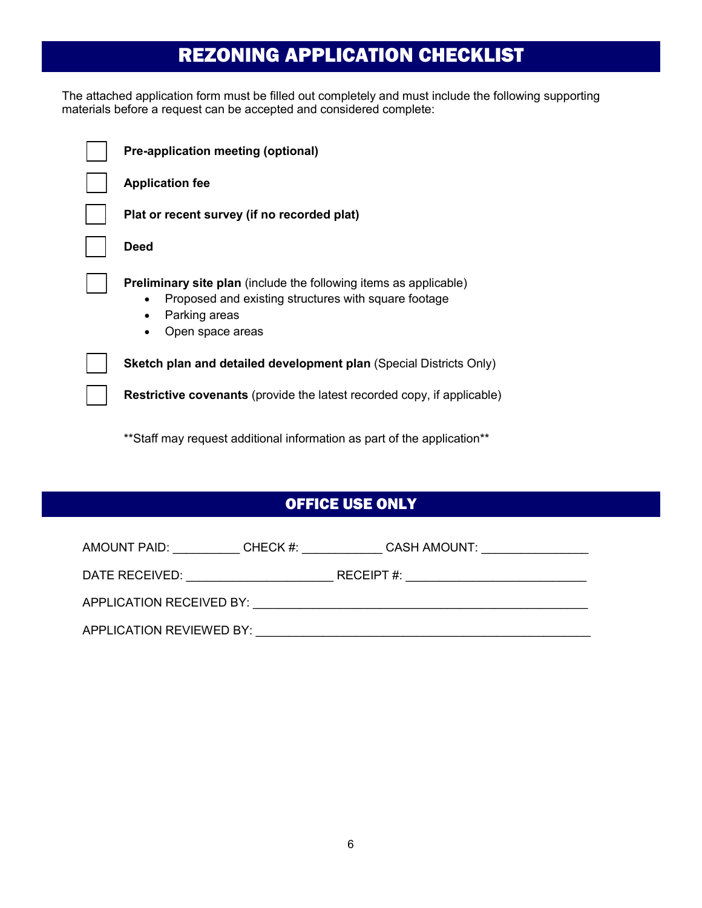# REZONING APPLICATION CHECKLIST

The attached application form must be filled out completely and must include the following supporting materials before a request can be accepted and considered complete:

- [ ] **Pre-application meeting (optional)**
- [ ] **Application fee**
- [ ] **Plat or recent survey (if no recorded plat)**
- [ ] **Deed**
- [ ] **Preliminary site plan** (include the following items as applicable)
  - Proposed and existing structures with square footage
  - Parking areas
  - Open space areas
- [ ] **Sketch plan and detailed development plan** (Special Districts Only)
- [ ] **Restrictive covenants** (provide the latest recorded copy, if applicable)

**Staff may request additional information as part of the application**

## OFFICE USE ONLY

AMOUNT PAID: __________ CHECK #: ____________ CASH AMOUNT: ________________

DATE RECEIVED: ______________________ RECEIPT #: ___________________________

APPLICATION RECEIVED BY: __________________________________________________

APPLICATION REVIEWED BY: __________________________________________________